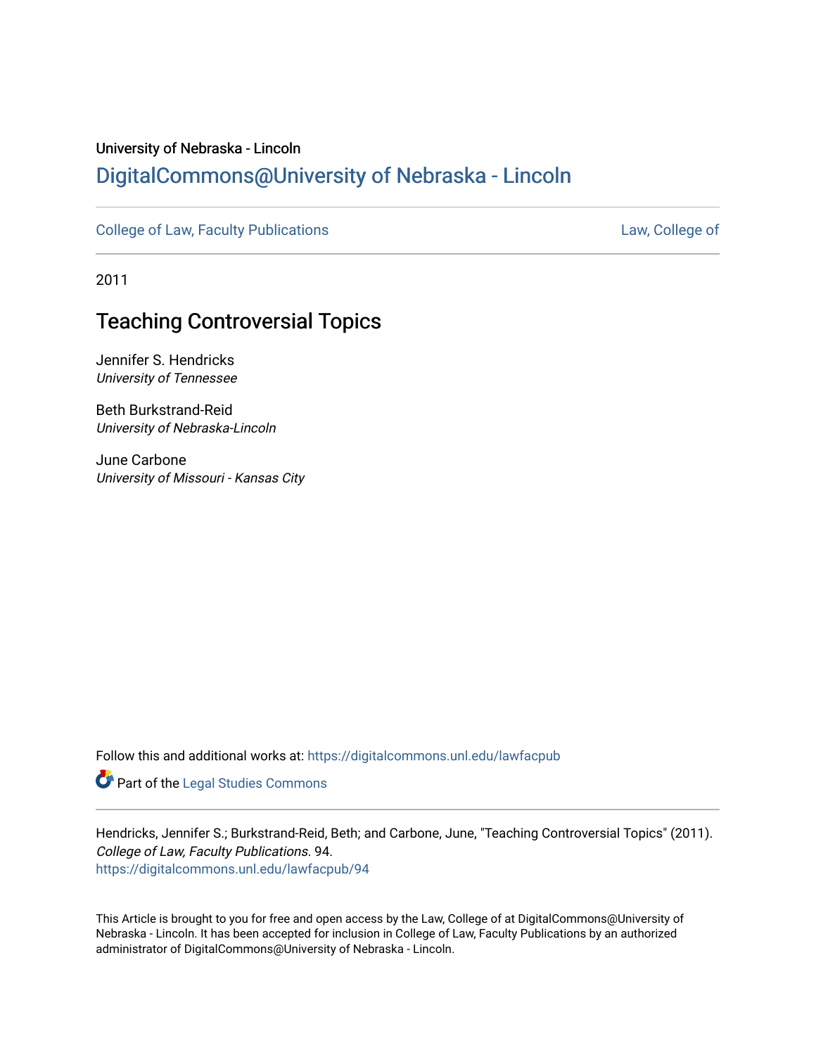University of Nebraska - Lincoln

## DigitalCommons@University of Nebraska - Lincoln

College of Law, Faculty Publications | Law, College of

2011

# Teaching Controversial Topics

Jennifer S. Hendricks
*University of Tennessee*

Beth Burkstrand-Reid
*University of Nebraska-Lincoln*

June Carbone
*University of Missouri - Kansas City*

Follow this and additional works at: https://digitalcommons.unl.edu/lawfacpub

Part of the Legal Studies Commons

Hendricks, Jennifer S.; Burkstrand-Reid, Beth; and Carbone, June, "Teaching Controversial Topics" (2011). *College of Law, Faculty Publications*. 94.
https://digitalcommons.unl.edu/lawfacpub/94

This Article is brought to you for free and open access by the Law, College of at DigitalCommons@University of Nebraska - Lincoln. It has been accepted for inclusion in College of Law, Faculty Publications by an authorized administrator of DigitalCommons@University of Nebraska - Lincoln.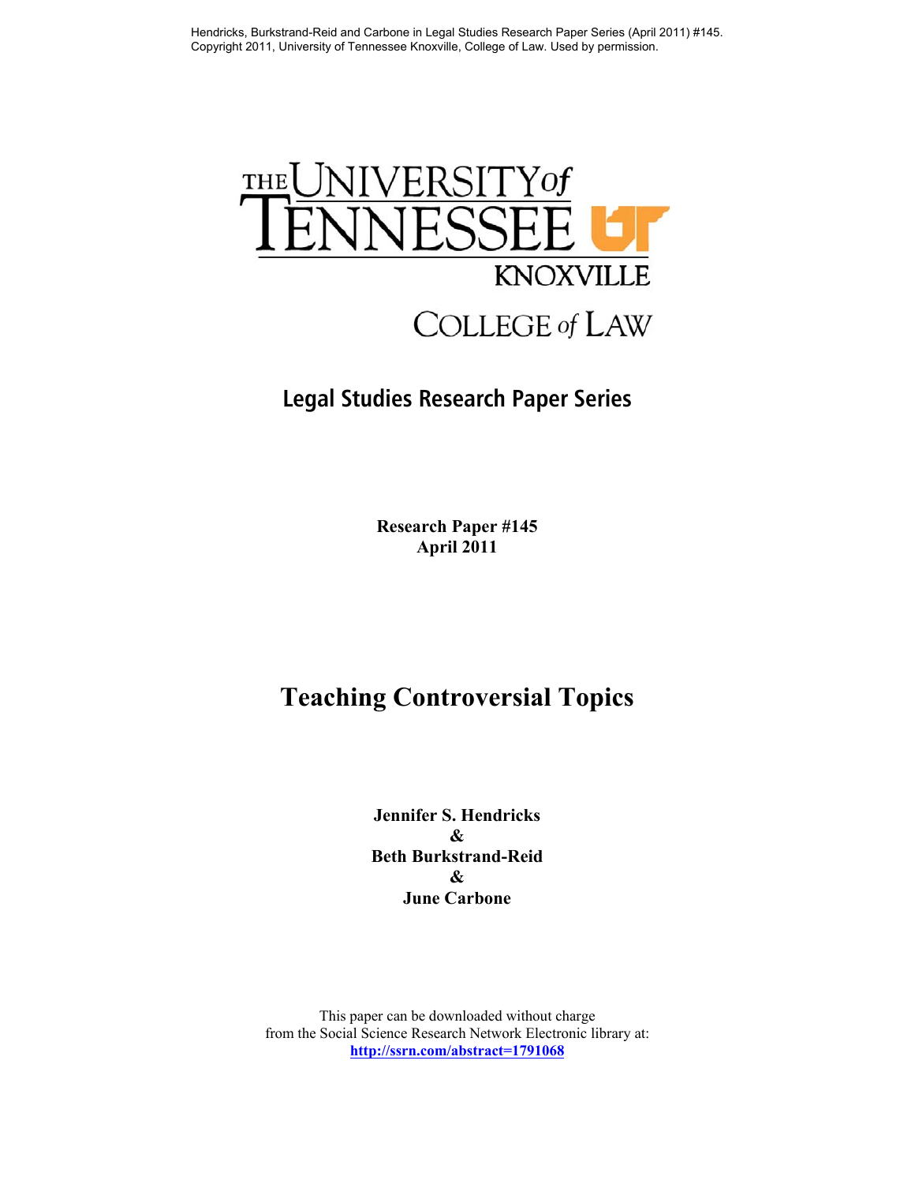Hendricks, Burkstrand-Reid and Carbone in Legal Studies Research Paper Series (April 2011) #145.
Copyright 2011, University of Tennessee Knoxville, College of Law. Used by permission.

THE UNIVERSITY of TENNESSEE
KNOXVILLE

COLLEGE of LAW

## Legal Studies Research Paper Series

**Research Paper #145**
**April 2011**

# Teaching Controversial Topics

**Jennifer S. Hendricks**
**&**
**Beth Burkstrand-Reid**
**&**
**June Carbone**

This paper can be downloaded without charge
from the Social Science Research Network Electronic library at:
**http://ssrn.com/abstract=1791068**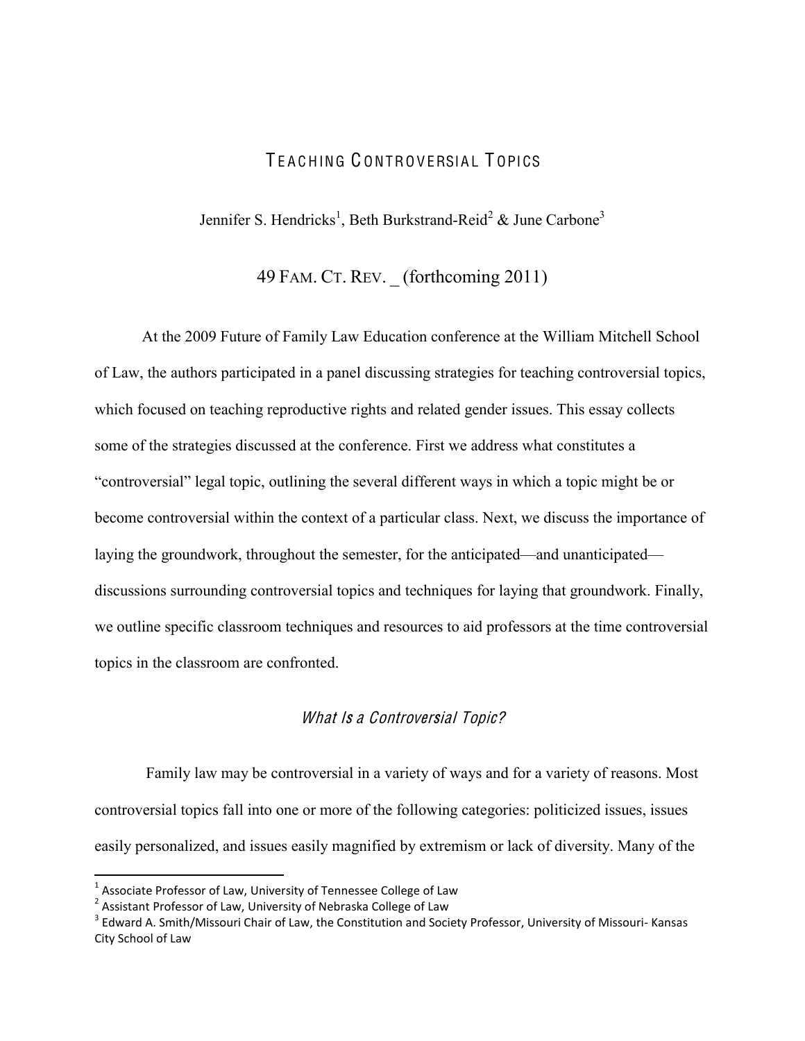# TEACHING CONTROVERSIAL TOPICS

Jennifer S. Hendricks[1], Beth Burkstrand-Reid[2] & June Carbone[3]

49 FAM. CT. REV. _ (forthcoming 2011)

At the 2009 Future of Family Law Education conference at the William Mitchell School of Law, the authors participated in a panel discussing strategies for teaching controversial topics, which focused on teaching reproductive rights and related gender issues. This essay collects some of the strategies discussed at the conference. First we address what constitutes a "controversial" legal topic, outlining the several different ways in which a topic might be or become controversial within the context of a particular class. Next, we discuss the importance of laying the groundwork, throughout the semester, for the anticipated—and unanticipated—discussions surrounding controversial topics and techniques for laying that groundwork. Finally, we outline specific classroom techniques and resources to aid professors at the time controversial topics in the classroom are confronted.

## *What Is a Controversial Topic?*

Family law may be controversial in a variety of ways and for a variety of reasons. Most controversial topics fall into one or more of the following categories: politicized issues, issues easily personalized, and issues easily magnified by extremism or lack of diversity. Many of the

---

[1] Associate Professor of Law, University of Tennessee College of Law

[2] Assistant Professor of Law, University of Nebraska College of Law

[3] Edward A. Smith/Missouri Chair of Law, the Constitution and Society Professor, University of Missouri- Kansas City School of Law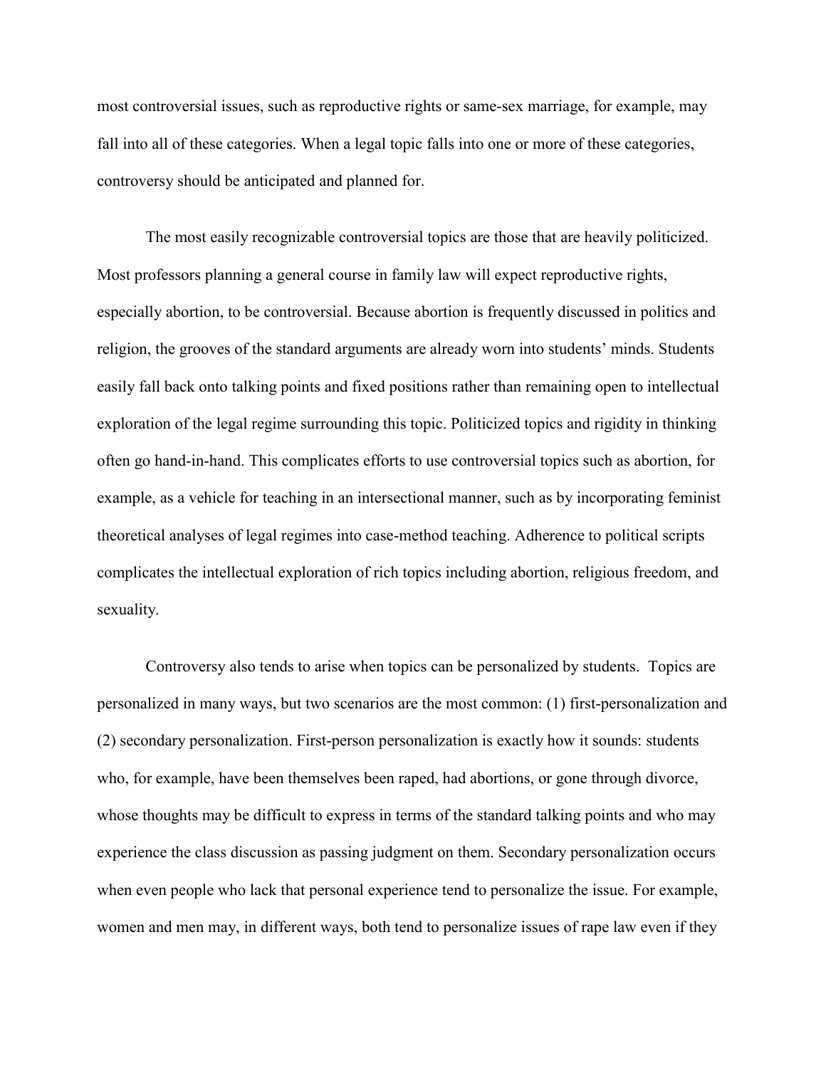most controversial issues, such as reproductive rights or same-sex marriage, for example, may fall into all of these categories. When a legal topic falls into one or more of these categories, controversy should be anticipated and planned for.

The most easily recognizable controversial topics are those that are heavily politicized. Most professors planning a general course in family law will expect reproductive rights, especially abortion, to be controversial. Because abortion is frequently discussed in politics and religion, the grooves of the standard arguments are already worn into students' minds. Students easily fall back onto talking points and fixed positions rather than remaining open to intellectual exploration of the legal regime surrounding this topic. Politicized topics and rigidity in thinking often go hand-in-hand. This complicates efforts to use controversial topics such as abortion, for example, as a vehicle for teaching in an intersectional manner, such as by incorporating feminist theoretical analyses of legal regimes into case-method teaching. Adherence to political scripts complicates the intellectual exploration of rich topics including abortion, religious freedom, and sexuality.

Controversy also tends to arise when topics can be personalized by students. Topics are personalized in many ways, but two scenarios are the most common: (1) first-personalization and (2) secondary personalization. First-person personalization is exactly how it sounds: students who, for example, have been themselves been raped, had abortions, or gone through divorce, whose thoughts may be difficult to express in terms of the standard talking points and who may experience the class discussion as passing judgment on them. Secondary personalization occurs when even people who lack that personal experience tend to personalize the issue. For example, women and men may, in different ways, both tend to personalize issues of rape law even if they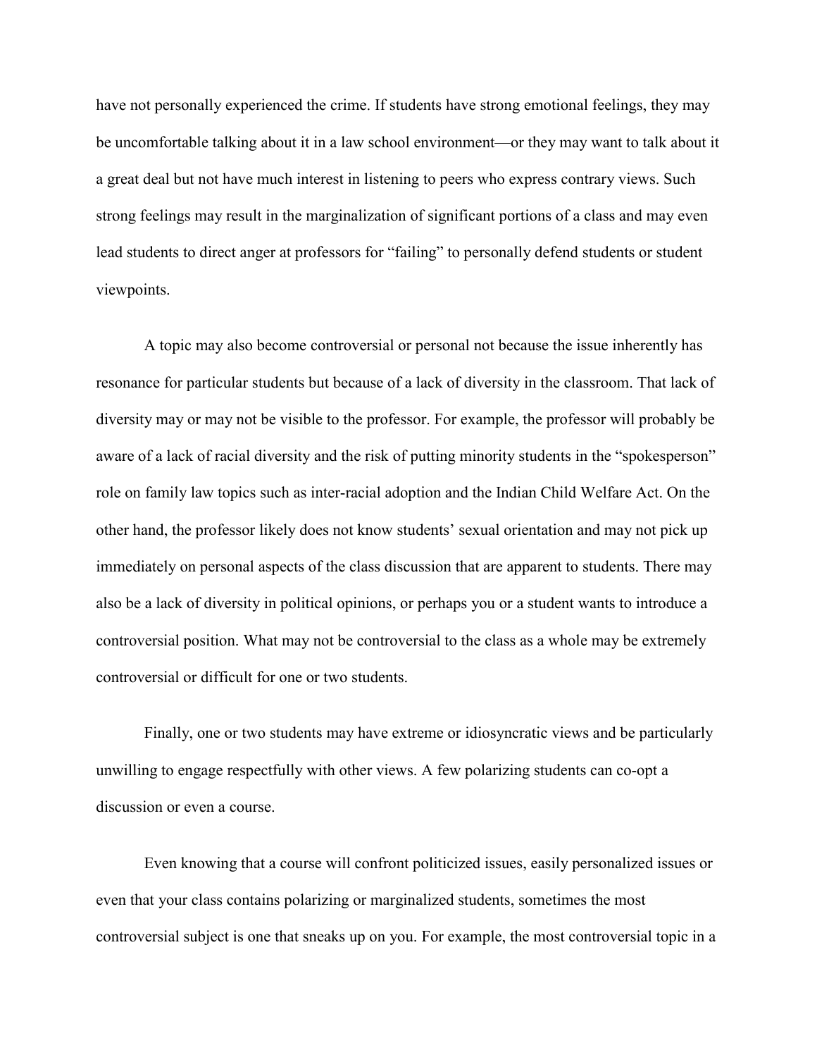have not personally experienced the crime. If students have strong emotional feelings, they may be uncomfortable talking about it in a law school environment—or they may want to talk about it a great deal but not have much interest in listening to peers who express contrary views. Such strong feelings may result in the marginalization of significant portions of a class and may even lead students to direct anger at professors for "failing" to personally defend students or student viewpoints.

A topic may also become controversial or personal not because the issue inherently has resonance for particular students but because of a lack of diversity in the classroom. That lack of diversity may or may not be visible to the professor. For example, the professor will probably be aware of a lack of racial diversity and the risk of putting minority students in the "spokesperson" role on family law topics such as inter-racial adoption and the Indian Child Welfare Act. On the other hand, the professor likely does not know students' sexual orientation and may not pick up immediately on personal aspects of the class discussion that are apparent to students. There may also be a lack of diversity in political opinions, or perhaps you or a student wants to introduce a controversial position. What may not be controversial to the class as a whole may be extremely controversial or difficult for one or two students.

Finally, one or two students may have extreme or idiosyncratic views and be particularly unwilling to engage respectfully with other views. A few polarizing students can co-opt a discussion or even a course.

Even knowing that a course will confront politicized issues, easily personalized issues or even that your class contains polarizing or marginalized students, sometimes the most controversial subject is one that sneaks up on you. For example, the most controversial topic in a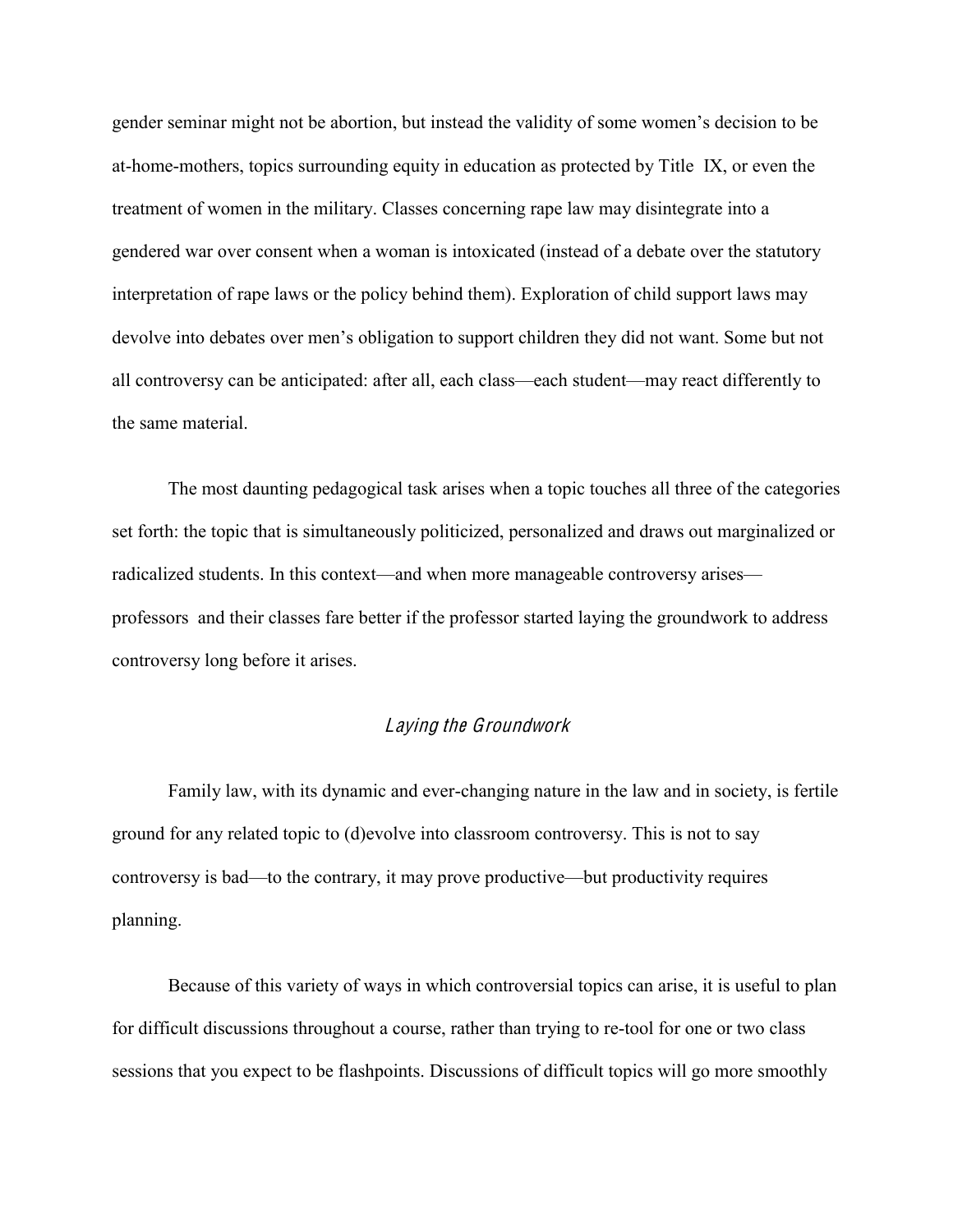gender seminar might not be abortion, but instead the validity of some women's decision to be at-home-mothers, topics surrounding equity in education as protected by Title IX, or even the treatment of women in the military. Classes concerning rape law may disintegrate into a gendered war over consent when a woman is intoxicated (instead of a debate over the statutory interpretation of rape laws or the policy behind them). Exploration of child support laws may devolve into debates over men's obligation to support children they did not want. Some but not all controversy can be anticipated: after all, each class—each student—may react differently to the same material.

The most daunting pedagogical task arises when a topic touches all three of the categories set forth: the topic that is simultaneously politicized, personalized and draws out marginalized or radicalized students. In this context—and when more manageable controversy arises—professors and their classes fare better if the professor started laying the groundwork to address controversy long before it arises.

### *Laying the Groundwork*

Family law, with its dynamic and ever-changing nature in the law and in society, is fertile ground for any related topic to (d)evolve into classroom controversy. This is not to say controversy is bad—to the contrary, it may prove productive—but productivity requires planning.

Because of this variety of ways in which controversial topics can arise, it is useful to plan for difficult discussions throughout a course, rather than trying to re-tool for one or two class sessions that you expect to be flashpoints. Discussions of difficult topics will go more smoothly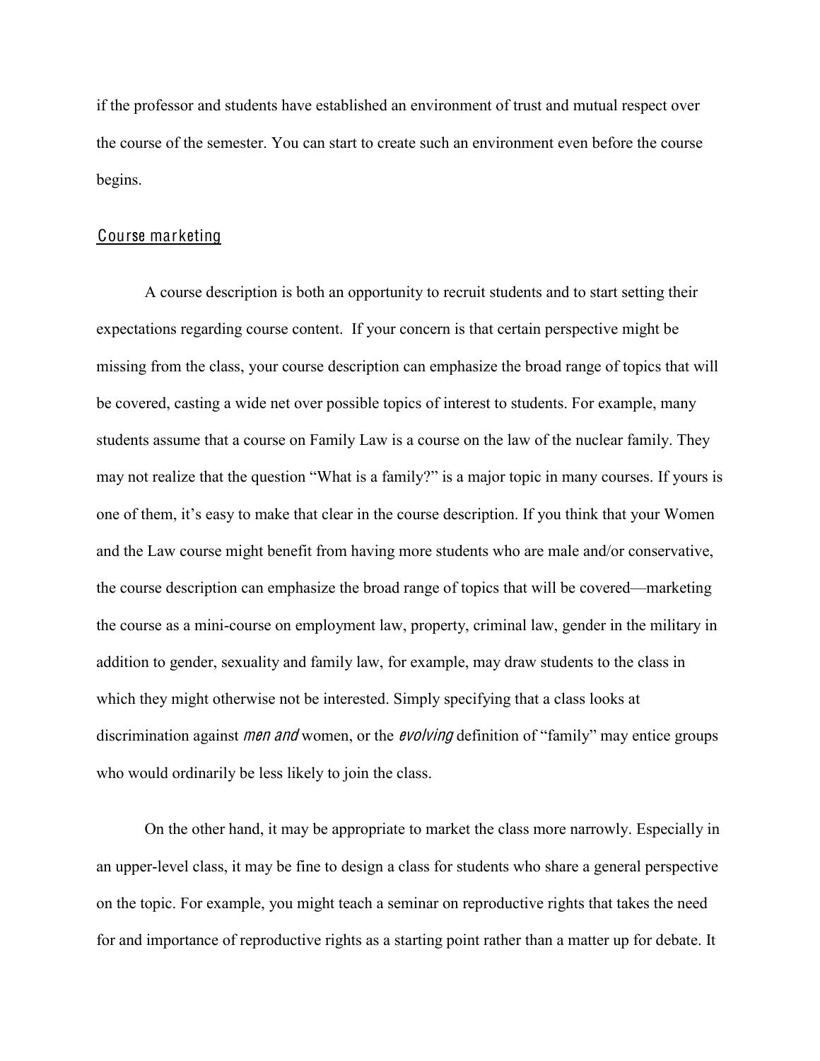if the professor and students have established an environment of trust and mutual respect over the course of the semester. You can start to create such an environment even before the course begins.

## Course marketing

A course description is both an opportunity to recruit students and to start setting their expectations regarding course content. If your concern is that certain perspective might be missing from the class, your course description can emphasize the broad range of topics that will be covered, casting a wide net over possible topics of interest to students. For example, many students assume that a course on Family Law is a course on the law of the nuclear family. They may not realize that the question "What is a family?" is a major topic in many courses. If yours is one of them, it's easy to make that clear in the course description. If you think that your Women and the Law course might benefit from having more students who are male and/or conservative, the course description can emphasize the broad range of topics that will be covered—marketing the course as a mini-course on employment law, property, criminal law, gender in the military in addition to gender, sexuality and family law, for example, may draw students to the class in which they might otherwise not be interested. Simply specifying that a class looks at discrimination against *men and* women, or the *evolving* definition of "family" may entice groups who would ordinarily be less likely to join the class.

On the other hand, it may be appropriate to market the class more narrowly. Especially in an upper-level class, it may be fine to design a class for students who share a general perspective on the topic. For example, you might teach a seminar on reproductive rights that takes the need for and importance of reproductive rights as a starting point rather than a matter up for debate. It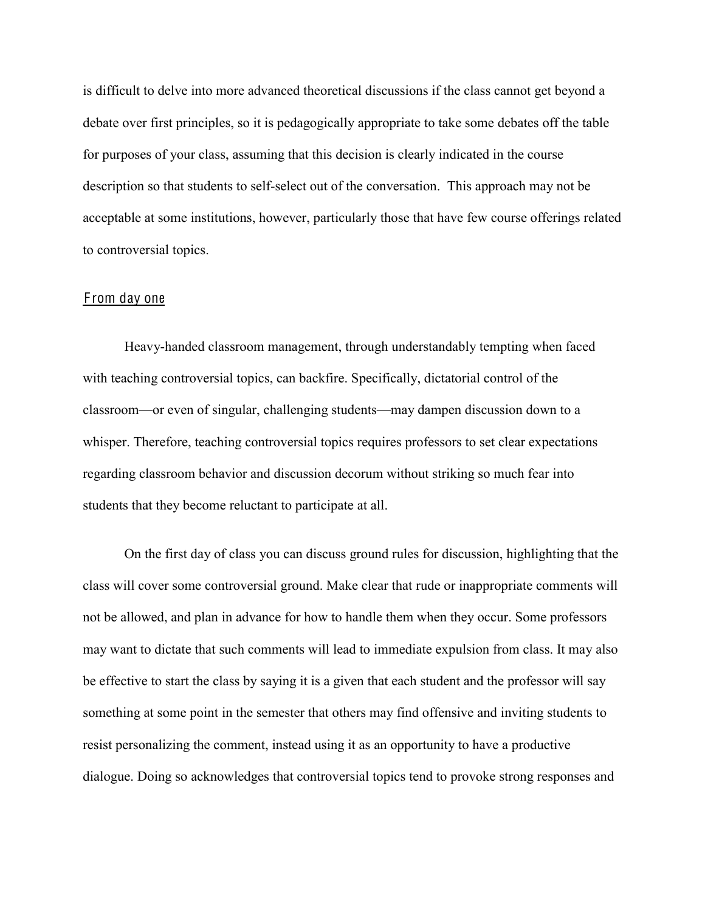is difficult to delve into more advanced theoretical discussions if the class cannot get beyond a debate over first principles, so it is pedagogically appropriate to take some debates off the table for purposes of your class, assuming that this decision is clearly indicated in the course description so that students to self-select out of the conversation.  This approach may not be acceptable at some institutions, however, particularly those that have few course offerings related to controversial topics.

## From day one

Heavy-handed classroom management, through understandably tempting when faced with teaching controversial topics, can backfire. Specifically, dictatorial control of the classroom—or even of singular, challenging students—may dampen discussion down to a whisper. Therefore, teaching controversial topics requires professors to set clear expectations regarding classroom behavior and discussion decorum without striking so much fear into students that they become reluctant to participate at all.

On the first day of class you can discuss ground rules for discussion, highlighting that the class will cover some controversial ground. Make clear that rude or inappropriate comments will not be allowed, and plan in advance for how to handle them when they occur. Some professors may want to dictate that such comments will lead to immediate expulsion from class. It may also be effective to start the class by saying it is a given that each student and the professor will say something at some point in the semester that others may find offensive and inviting students to resist personalizing the comment, instead using it as an opportunity to have a productive dialogue. Doing so acknowledges that controversial topics tend to provoke strong responses and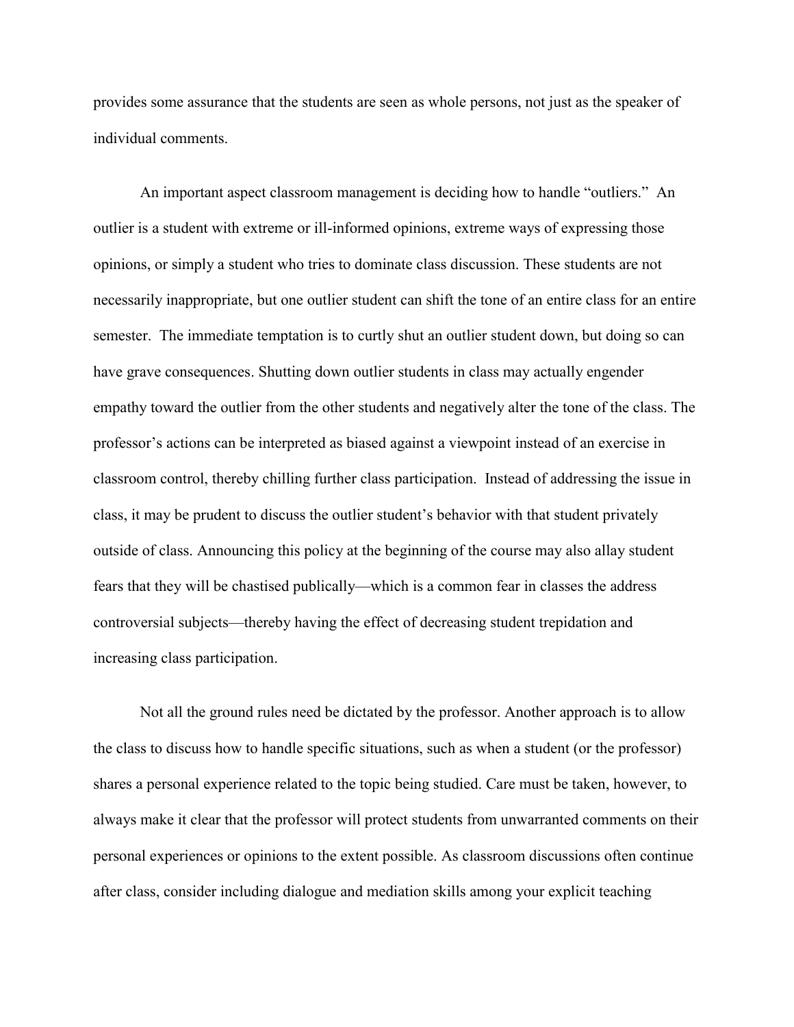provides some assurance that the students are seen as whole persons, not just as the speaker of individual comments.

An important aspect classroom management is deciding how to handle “outliers.” An outlier is a student with extreme or ill-informed opinions, extreme ways of expressing those opinions, or simply a student who tries to dominate class discussion. These students are not necessarily inappropriate, but one outlier student can shift the tone of an entire class for an entire semester. The immediate temptation is to curtly shut an outlier student down, but doing so can have grave consequences. Shutting down outlier students in class may actually engender empathy toward the outlier from the other students and negatively alter the tone of the class. The professor’s actions can be interpreted as biased against a viewpoint instead of an exercise in classroom control, thereby chilling further class participation. Instead of addressing the issue in class, it may be prudent to discuss the outlier student’s behavior with that student privately outside of class. Announcing this policy at the beginning of the course may also allay student fears that they will be chastised publically—which is a common fear in classes the address controversial subjects—thereby having the effect of decreasing student trepidation and increasing class participation.

Not all the ground rules need be dictated by the professor. Another approach is to allow the class to discuss how to handle specific situations, such as when a student (or the professor) shares a personal experience related to the topic being studied. Care must be taken, however, to always make it clear that the professor will protect students from unwarranted comments on their personal experiences or opinions to the extent possible. As classroom discussions often continue after class, consider including dialogue and mediation skills among your explicit teaching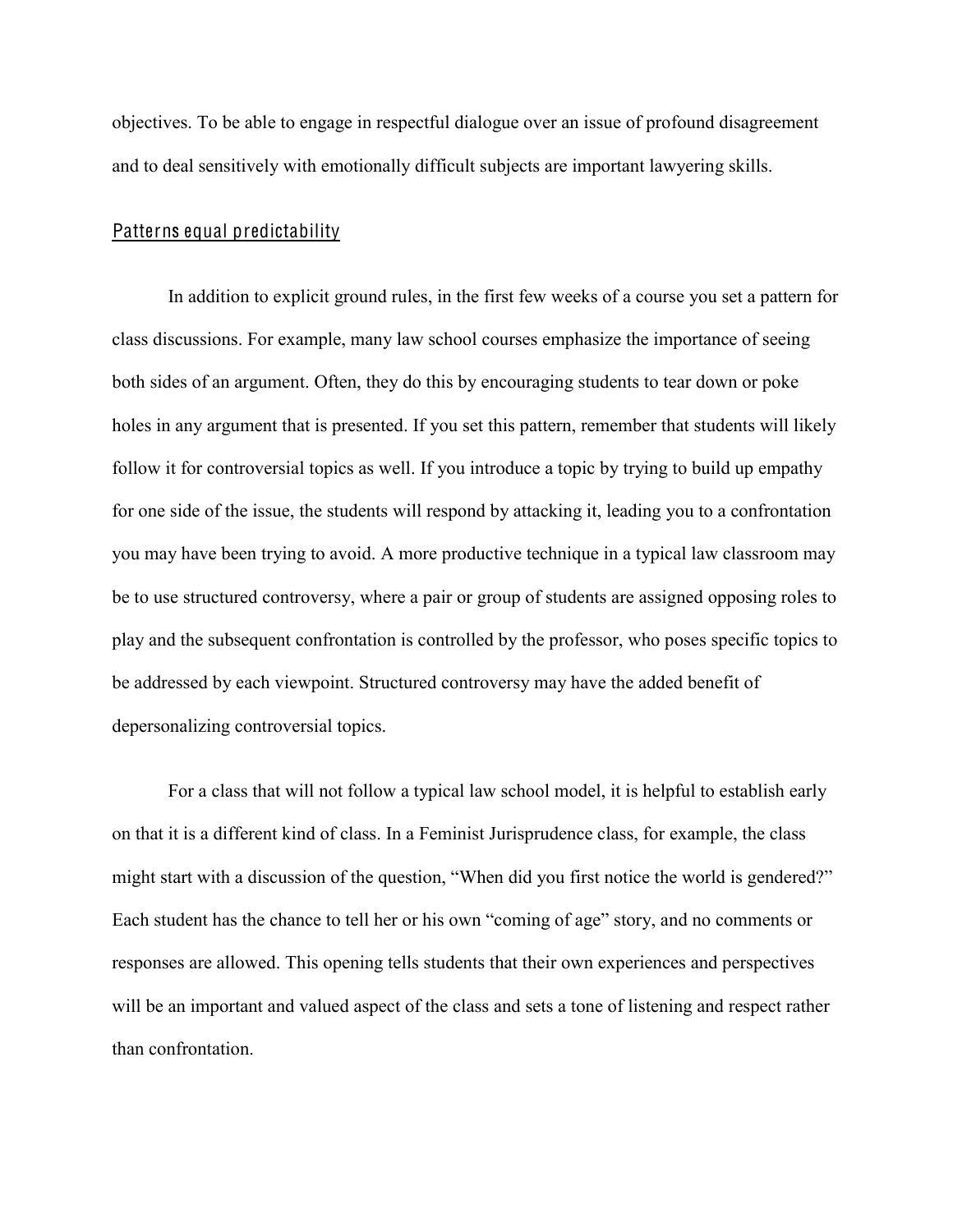objectives. To be able to engage in respectful dialogue over an issue of profound disagreement and to deal sensitively with emotionally difficult subjects are important lawyering skills.

## Patterns equal predictability

In addition to explicit ground rules, in the first few weeks of a course you set a pattern for class discussions. For example, many law school courses emphasize the importance of seeing both sides of an argument. Often, they do this by encouraging students to tear down or poke holes in any argument that is presented. If you set this pattern, remember that students will likely follow it for controversial topics as well. If you introduce a topic by trying to build up empathy for one side of the issue, the students will respond by attacking it, leading you to a confrontation you may have been trying to avoid. A more productive technique in a typical law classroom may be to use structured controversy, where a pair or group of students are assigned opposing roles to play and the subsequent confrontation is controlled by the professor, who poses specific topics to be addressed by each viewpoint. Structured controversy may have the added benefit of depersonalizing controversial topics.

For a class that will not follow a typical law school model, it is helpful to establish early on that it is a different kind of class. In a Feminist Jurisprudence class, for example, the class might start with a discussion of the question, "When did you first notice the world is gendered?" Each student has the chance to tell her or his own "coming of age" story, and no comments or responses are allowed. This opening tells students that their own experiences and perspectives will be an important and valued aspect of the class and sets a tone of listening and respect rather than confrontation.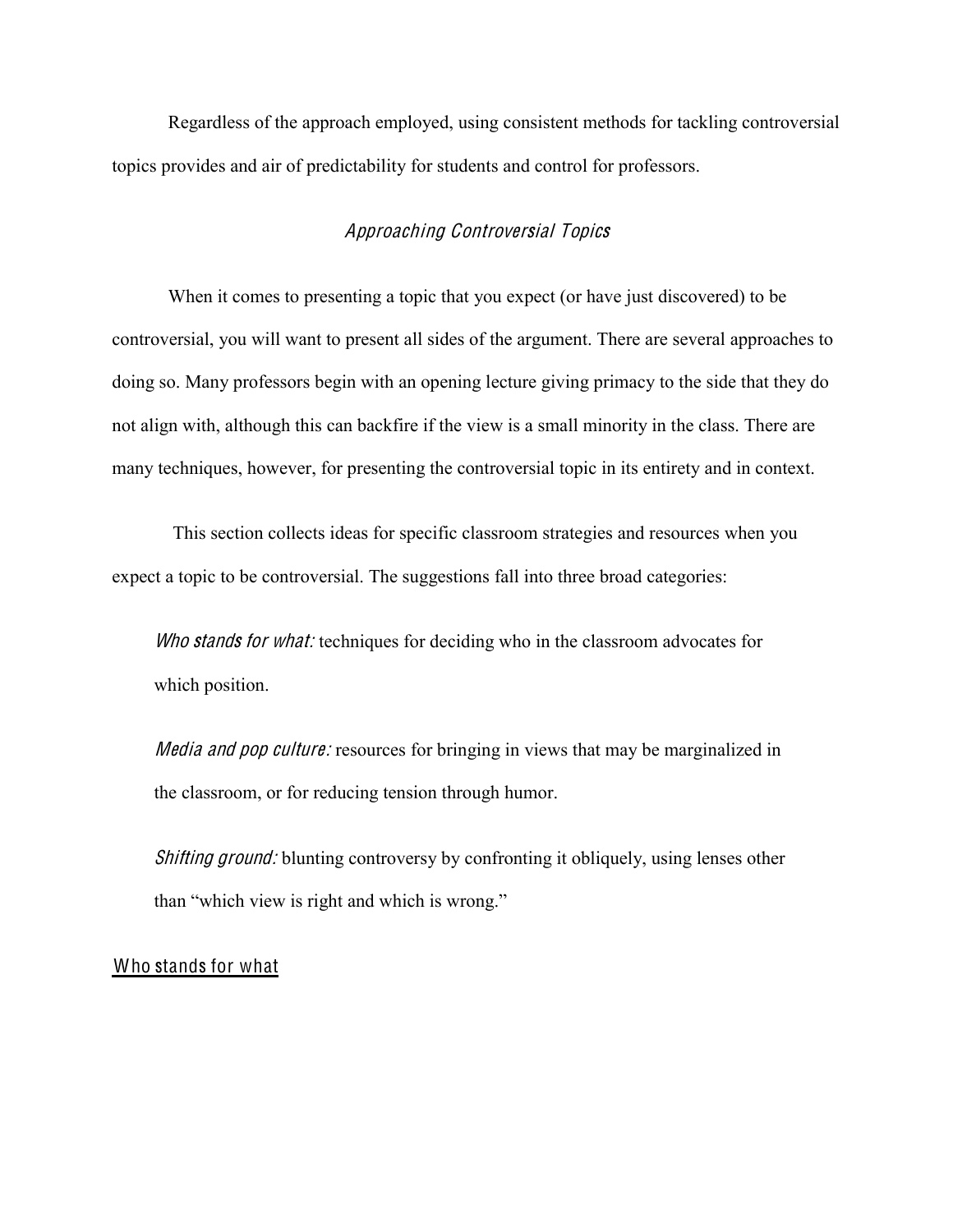Regardless of the approach employed, using consistent methods for tackling controversial topics provides and air of predictability for students and control for professors.

## *Approaching Controversial Topics*

When it comes to presenting a topic that you expect (or have just discovered) to be controversial, you will want to present all sides of the argument. There are several approaches to doing so. Many professors begin with an opening lecture giving primacy to the side that they do not align with, although this can backfire if the view is a small minority in the class. There are many techniques, however, for presenting the controversial topic in its entirety and in context.

This section collects ideas for specific classroom strategies and resources when you expect a topic to be controversial. The suggestions fall into three broad categories:

*Who stands for what:* techniques for deciding who in the classroom advocates for which position.

*Media and pop culture:* resources for bringing in views that may be marginalized in the classroom, or for reducing tension through humor.

*Shifting ground:* blunting controversy by confronting it obliquely, using lenses other than "which view is right and which is wrong."

### <u>Who stands for what</u>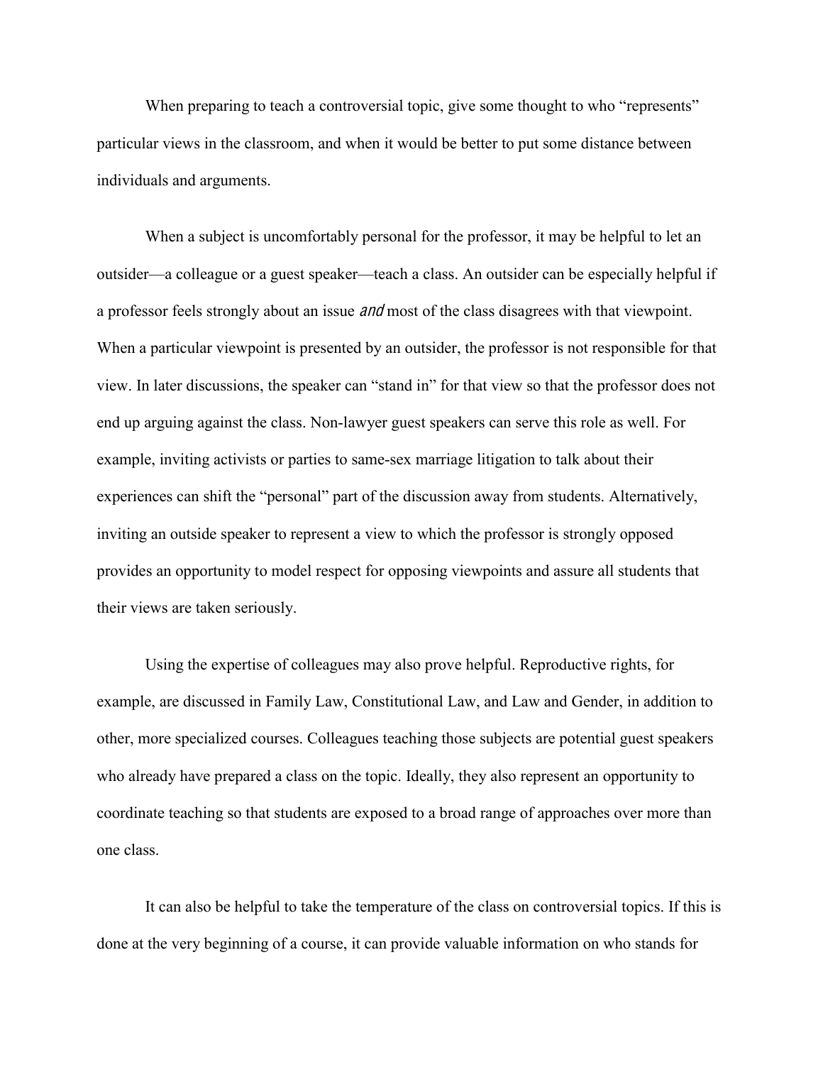When preparing to teach a controversial topic, give some thought to who "represents" particular views in the classroom, and when it would be better to put some distance between individuals and arguments.

When a subject is uncomfortably personal for the professor, it may be helpful to let an outsider—a colleague or a guest speaker—teach a class. An outsider can be especially helpful if a professor feels strongly about an issue *and* most of the class disagrees with that viewpoint. When a particular viewpoint is presented by an outsider, the professor is not responsible for that view. In later discussions, the speaker can "stand in" for that view so that the professor does not end up arguing against the class. Non-lawyer guest speakers can serve this role as well. For example, inviting activists or parties to same-sex marriage litigation to talk about their experiences can shift the "personal" part of the discussion away from students. Alternatively, inviting an outside speaker to represent a view to which the professor is strongly opposed provides an opportunity to model respect for opposing viewpoints and assure all students that their views are taken seriously.

Using the expertise of colleagues may also prove helpful. Reproductive rights, for example, are discussed in Family Law, Constitutional Law, and Law and Gender, in addition to other, more specialized courses. Colleagues teaching those subjects are potential guest speakers who already have prepared a class on the topic. Ideally, they also represent an opportunity to coordinate teaching so that students are exposed to a broad range of approaches over more than one class.

It can also be helpful to take the temperature of the class on controversial topics. If this is done at the very beginning of a course, it can provide valuable information on who stands for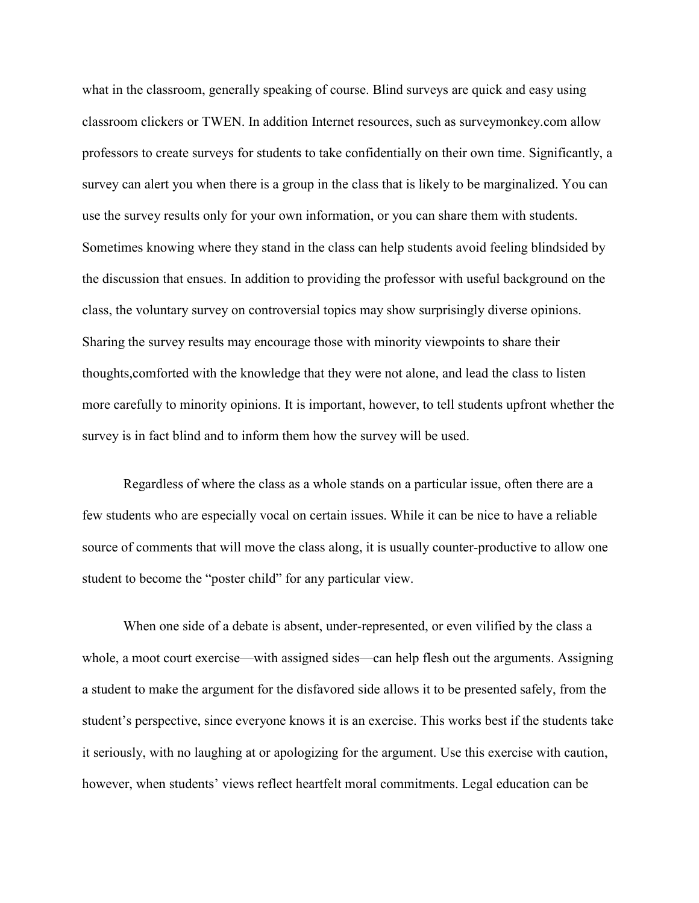what in the classroom, generally speaking of course. Blind surveys are quick and easy using classroom clickers or TWEN. In addition Internet resources, such as surveymonkey.com allow professors to create surveys for students to take confidentially on their own time. Significantly, a survey can alert you when there is a group in the class that is likely to be marginalized. You can use the survey results only for your own information, or you can share them with students. Sometimes knowing where they stand in the class can help students avoid feeling blindsided by the discussion that ensues. In addition to providing the professor with useful background on the class, the voluntary survey on controversial topics may show surprisingly diverse opinions. Sharing the survey results may encourage those with minority viewpoints to share their thoughts,comforted with the knowledge that they were not alone, and lead the class to listen more carefully to minority opinions. It is important, however, to tell students upfront whether the survey is in fact blind and to inform them how the survey will be used.

Regardless of where the class as a whole stands on a particular issue, often there are a few students who are especially vocal on certain issues. While it can be nice to have a reliable source of comments that will move the class along, it is usually counter-productive to allow one student to become the "poster child" for any particular view.

When one side of a debate is absent, under-represented, or even vilified by the class a whole, a moot court exercise—with assigned sides—can help flesh out the arguments. Assigning a student to make the argument for the disfavored side allows it to be presented safely, from the student's perspective, since everyone knows it is an exercise. This works best if the students take it seriously, with no laughing at or apologizing for the argument. Use this exercise with caution, however, when students' views reflect heartfelt moral commitments. Legal education can be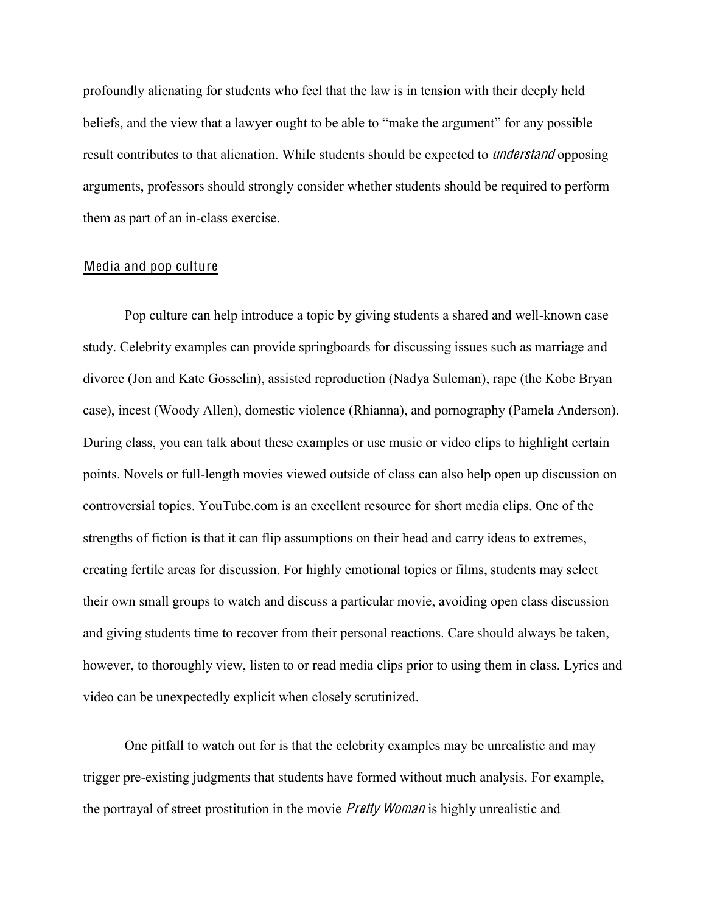profoundly alienating for students who feel that the law is in tension with their deeply held beliefs, and the view that a lawyer ought to be able to "make the argument" for any possible result contributes to that alienation. While students should be expected to *understand* opposing arguments, professors should strongly consider whether students should be required to perform them as part of an in-class exercise.

## Media and pop culture

Pop culture can help introduce a topic by giving students a shared and well-known case study. Celebrity examples can provide springboards for discussing issues such as marriage and divorce (Jon and Kate Gosselin), assisted reproduction (Nadya Suleman), rape (the Kobe Bryan case), incest (Woody Allen), domestic violence (Rhianna), and pornography (Pamela Anderson). During class, you can talk about these examples or use music or video clips to highlight certain points. Novels or full-length movies viewed outside of class can also help open up discussion on controversial topics. YouTube.com is an excellent resource for short media clips. One of the strengths of fiction is that it can flip assumptions on their head and carry ideas to extremes, creating fertile areas for discussion. For highly emotional topics or films, students may select their own small groups to watch and discuss a particular movie, avoiding open class discussion and giving students time to recover from their personal reactions. Care should always be taken, however, to thoroughly view, listen to or read media clips prior to using them in class. Lyrics and video can be unexpectedly explicit when closely scrutinized.

One pitfall to watch out for is that the celebrity examples may be unrealistic and may trigger pre-existing judgments that students have formed without much analysis. For example, the portrayal of street prostitution in the movie *Pretty Woman* is highly unrealistic and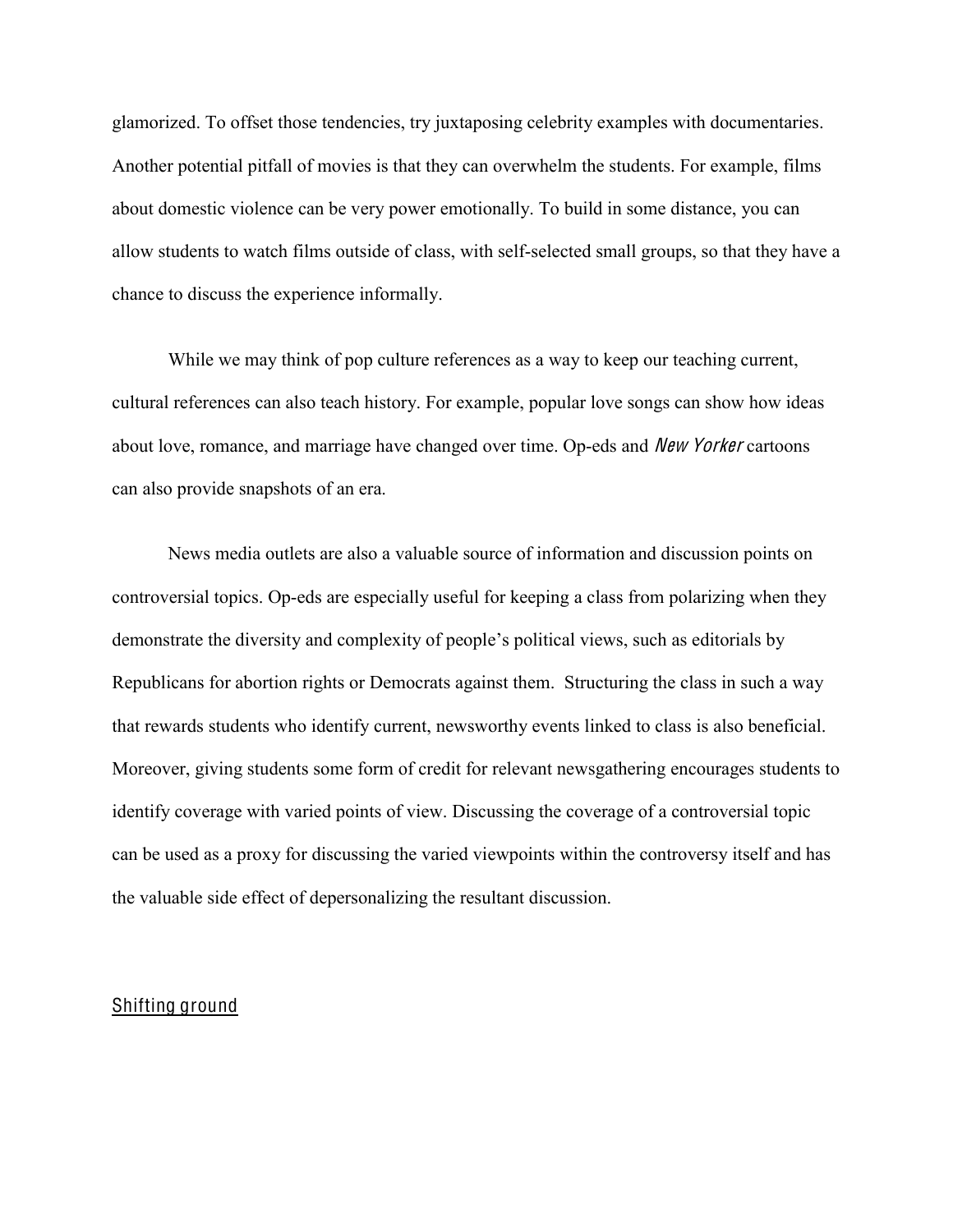glamorized. To offset those tendencies, try juxtaposing celebrity examples with documentaries. Another potential pitfall of movies is that they can overwhelm the students. For example, films about domestic violence can be very power emotionally. To build in some distance, you can allow students to watch films outside of class, with self-selected small groups, so that they have a chance to discuss the experience informally.

While we may think of pop culture references as a way to keep our teaching current, cultural references can also teach history. For example, popular love songs can show how ideas about love, romance, and marriage have changed over time. Op-eds and *New Yorker* cartoons can also provide snapshots of an era.

News media outlets are also a valuable source of information and discussion points on controversial topics. Op-eds are especially useful for keeping a class from polarizing when they demonstrate the diversity and complexity of people's political views, such as editorials by Republicans for abortion rights or Democrats against them. Structuring the class in such a way that rewards students who identify current, newsworthy events linked to class is also beneficial. Moreover, giving students some form of credit for relevant newsgathering encourages students to identify coverage with varied points of view. Discussing the coverage of a controversial topic can be used as a proxy for discussing the varied viewpoints within the controversy itself and has the valuable side effect of depersonalizing the resultant discussion.

## Shifting ground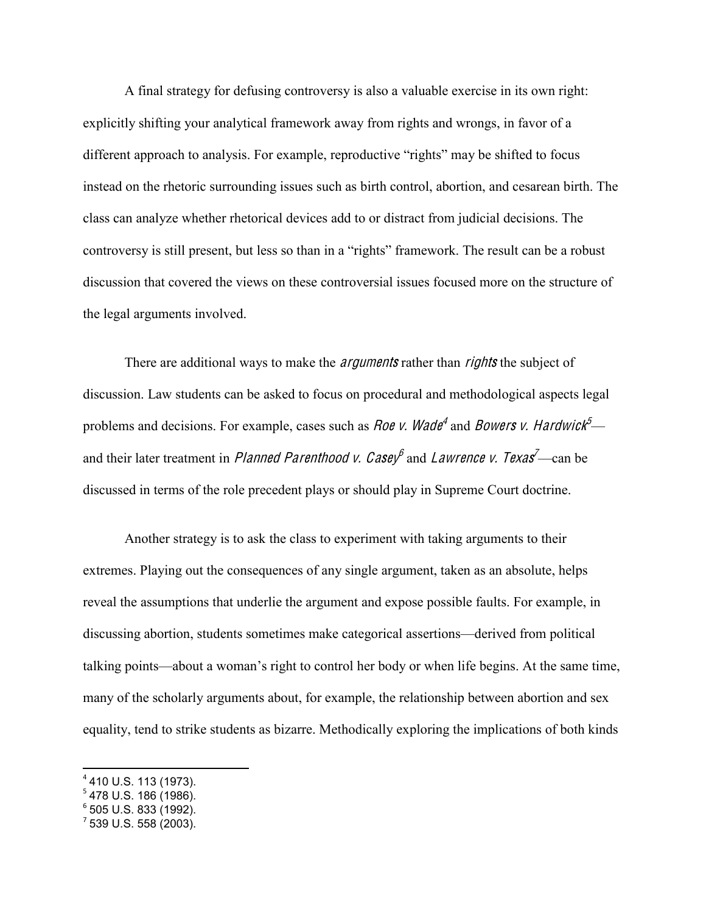A final strategy for defusing controversy is also a valuable exercise in its own right: explicitly shifting your analytical framework away from rights and wrongs, in favor of a different approach to analysis. For example, reproductive "rights" may be shifted to focus instead on the rhetoric surrounding issues such as birth control, abortion, and cesarean birth. The class can analyze whether rhetorical devices add to or distract from judicial decisions. The controversy is still present, but less so than in a "rights" framework. The result can be a robust discussion that covered the views on these controversial issues focused more on the structure of the legal arguments involved.

There are additional ways to make the *arguments* rather than *rights* the subject of discussion. Law students can be asked to focus on procedural and methodological aspects legal problems and decisions. For example, cases such as *Roe v. Wade*[4] and *Bowers v. Hardwick*[5]—and their later treatment in *Planned Parenthood v. Casey*[6] and *Lawrence v. Texas*[7]—can be discussed in terms of the role precedent plays or should play in Supreme Court doctrine.

Another strategy is to ask the class to experiment with taking arguments to their extremes. Playing out the consequences of any single argument, taken as an absolute, helps reveal the assumptions that underlie the argument and expose possible faults. For example, in discussing abortion, students sometimes make categorical assertions—derived from political talking points—about a woman's right to control her body or when life begins. At the same time, many of the scholarly arguments about, for example, the relationship between abortion and sex equality, tend to strike students as bizarre. Methodically exploring the implications of both kinds

---

[4] 410 U.S. 113 (1973).
[5] 478 U.S. 186 (1986).
[6] 505 U.S. 833 (1992).
[7] 539 U.S. 558 (2003).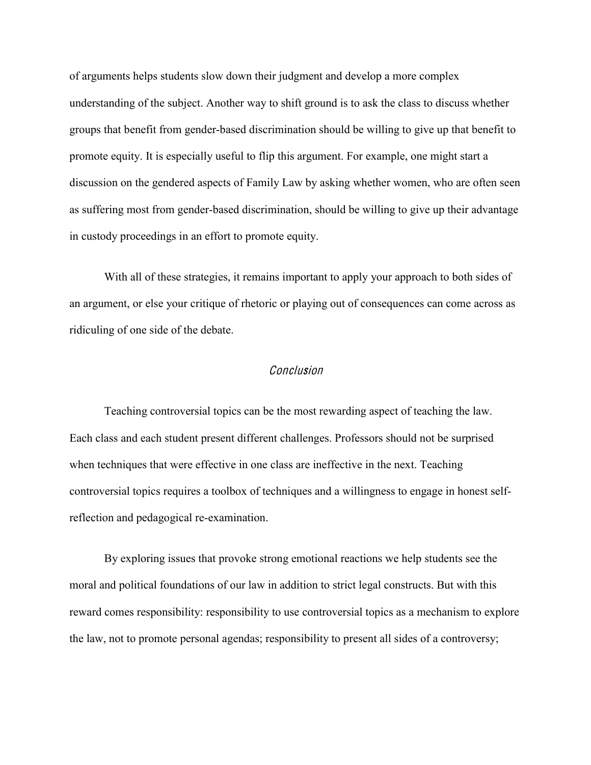of arguments helps students slow down their judgment and develop a more complex understanding of the subject. Another way to shift ground is to ask the class to discuss whether groups that benefit from gender-based discrimination should be willing to give up that benefit to promote equity. It is especially useful to flip this argument. For example, one might start a discussion on the gendered aspects of Family Law by asking whether women, who are often seen as suffering most from gender-based discrimination, should be willing to give up their advantage in custody proceedings in an effort to promote equity.

With all of these strategies, it remains important to apply your approach to both sides of an argument, or else your critique of rhetoric or playing out of consequences can come across as ridiculing of one side of the debate.

## *Conclusion*

Teaching controversial topics can be the most rewarding aspect of teaching the law. Each class and each student present different challenges. Professors should not be surprised when techniques that were effective in one class are ineffective in the next. Teaching controversial topics requires a toolbox of techniques and a willingness to engage in honest self-reflection and pedagogical re-examination.

By exploring issues that provoke strong emotional reactions we help students see the moral and political foundations of our law in addition to strict legal constructs. But with this reward comes responsibility: responsibility to use controversial topics as a mechanism to explore the law, not to promote personal agendas; responsibility to present all sides of a controversy;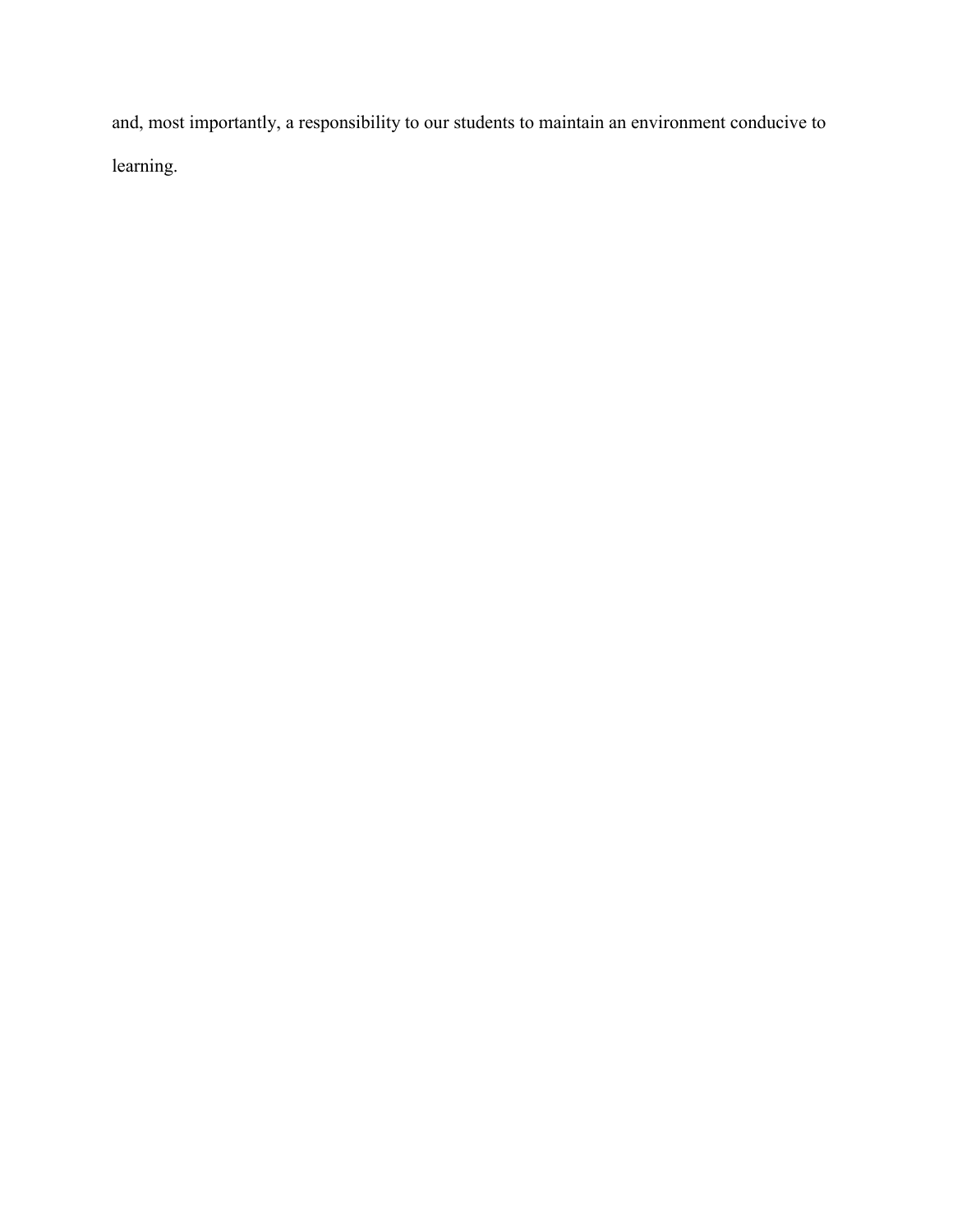and, most importantly, a responsibility to our students to maintain an environment conducive to learning.